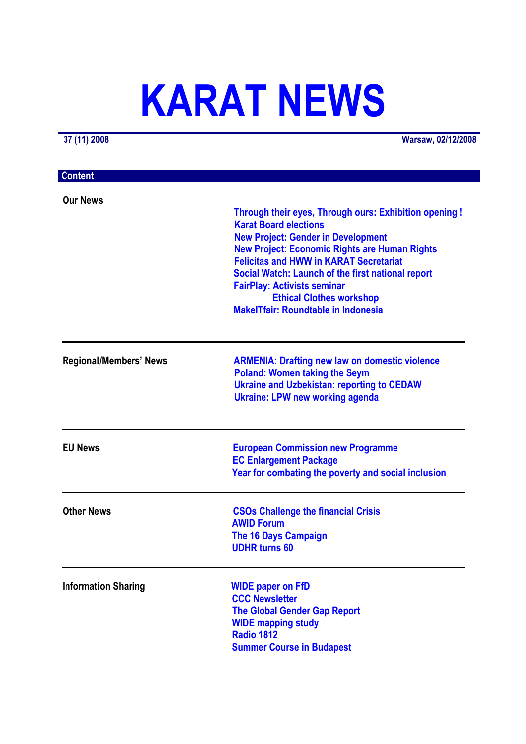# KARAT NEWS

**37 (11) 2008** **Warsaw, 02/12/2008**

## Content

| | |
|---|---|
| **Our News** | Through their eyes, Through ours: Exhibition opening !<br>Karat Board elections<br>New Project: Gender in Development<br>New Project: Economic Rights are Human Rights<br>Felicitas and HWW in KARAT Secretariat<br>Social Watch: Launch of the first national report<br>FairPlay: Activists seminar<br>Ethical Clothes workshop<br>MakeITfair: Roundtable in Indonesia |
| **Regional/Members' News** | ARMENIA: Drafting new law on domestic violence<br>Poland: Women taking the Seym<br>Ukraine and Uzbekistan: reporting to CEDAW<br>Ukraine: LPW new working agenda |
| **EU News** | European Commission new Programme<br>EC Enlargement Package<br>Year for combating the poverty and social inclusion |
| **Other News** | CSOs Challenge the financial Crisis<br>AWID Forum<br>The 16 Days Campaign<br>UDHR turns 60 |
| **Information Sharing** | WIDE paper on FfD<br>CCC Newsletter<br>The Global Gender Gap Report<br>WIDE mapping study<br>Radio 1812<br>Summer Course in Budapest |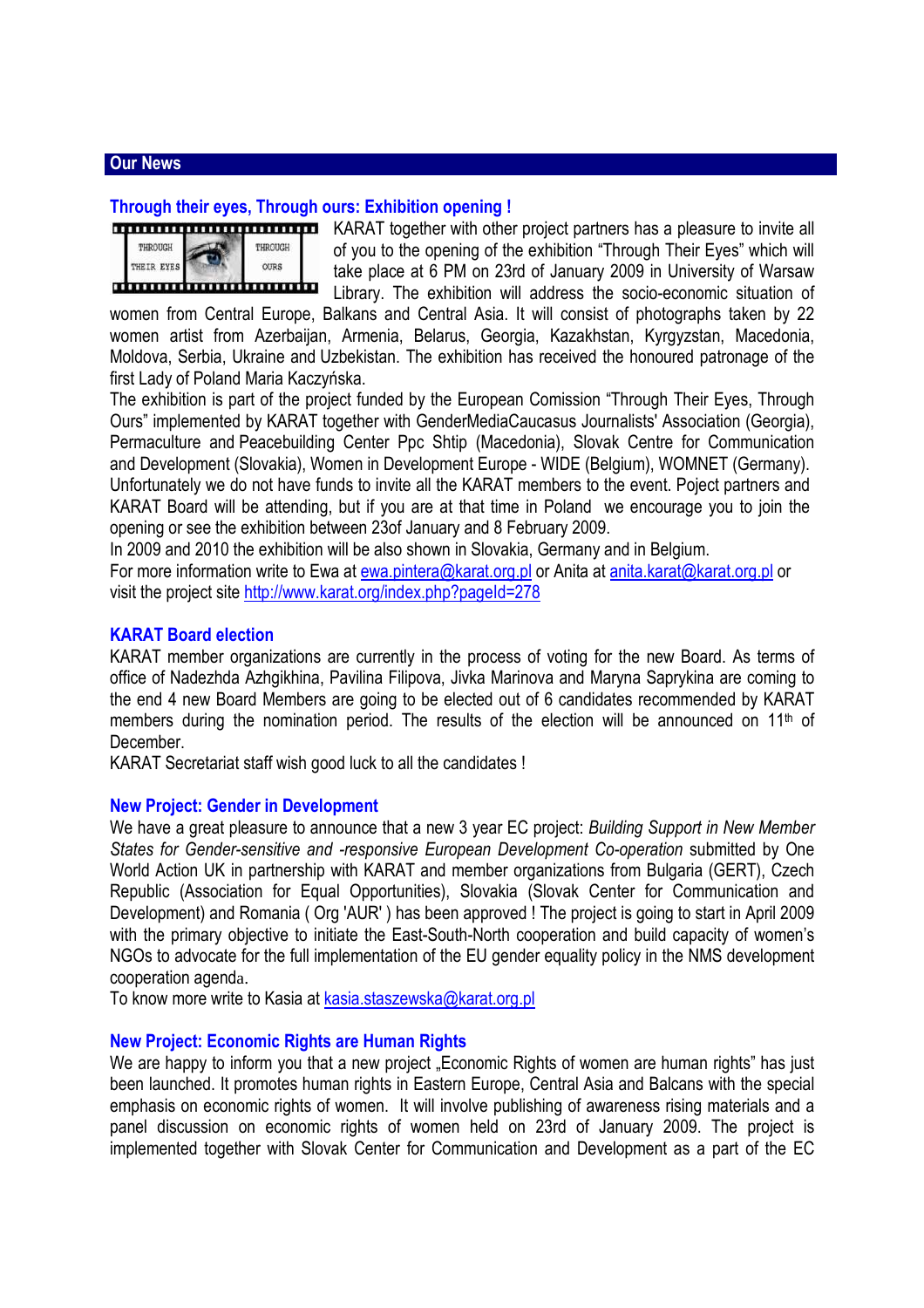## Our News

### Through their eyes, Through ours: Exhibition opening !

KARAT together with other project partners has a pleasure to invite all of you to the opening of the exhibition “Through Their Eyes” which will take place at 6 PM on 23rd of January 2009 in University of Warsaw Library. The exhibition will address the socio-economic situation of women from Central Europe, Balkans and Central Asia. It will consist of photographs taken by 22 women artist from Azerbaijan, Armenia, Belarus, Georgia, Kazakhstan, Kyrgyzstan, Macedonia, Moldova, Serbia, Ukraine and Uzbekistan. The exhibition has received the honoured patronage of the first Lady of Poland Maria Kaczyńska.

The exhibition is part of the project funded by the European Comission “Through Their Eyes, Through Ours” implemented by KARAT together with GenderMediaCaucasus Journalists' Association (Georgia), Permaculture and Peacebuilding Center Ppc Shtip (Macedonia), Slovak Centre for Communication and Development (Slovakia), Women in Development Europe - WIDE (Belgium), WOMNET (Germany). Unfortunately we do not have funds to invite all the KARAT members to the event. Poject partners and KARAT Board will be attending, but if you are at that time in Poland we encourage you to join the opening or see the exhibition between 23of January and 8 February 2009.

In 2009 and 2010 the exhibition will be also shown in Slovakia, Germany and in Belgium.

For more information write to Ewa at ewa.pintera@karat.org.pl or Anita at anita.karat@karat.org.pl or visit the project site http://www.karat.org/index.php?pageId=278

### KARAT Board election

KARAT member organizations are currently in the process of voting for the new Board. As terms of office of Nadezhda Azhgikhina, Pavilina Filipova, Jivka Marinova and Maryna Saprykina are coming to the end 4 new Board Members are going to be elected out of 6 candidates recommended by KARAT members during the nomination period. The results of the election will be announced on 11th of December.

KARAT Secretariat staff wish good luck to all the candidates !

### New Project: Gender in Development

We have a great pleasure to announce that a new 3 year EC project: *Building Support in New Member States for Gender-sensitive and -responsive European Development Co-operation* submitted by One World Action UK in partnership with KARAT and member organizations from Bulgaria (GERT), Czech Republic (Association for Equal Opportunities), Slovakia (Slovak Center for Communication and Development) and Romania ( Org 'AUR' ) has been approved ! The project is going to start in April 2009 with the primary objective to initiate the East-South-North cooperation and build capacity of women's NGOs to advocate for the full implementation of the EU gender equality policy in the NMS development cooperation agenda.

To know more write to Kasia at kasia.staszewska@karat.org.pl

### New Project: Economic Rights are Human Rights

We are happy to inform you that a new project „Economic Rights of women are human rights” has just been launched. It promotes human rights in Eastern Europe, Central Asia and Balcans with the special emphasis on economic rights of women. It will involve publishing of awareness rising materials and a panel discussion on economic rights of women held on 23rd of January 2009. The project is implemented together with Slovak Center for Communication and Development as a part of the EC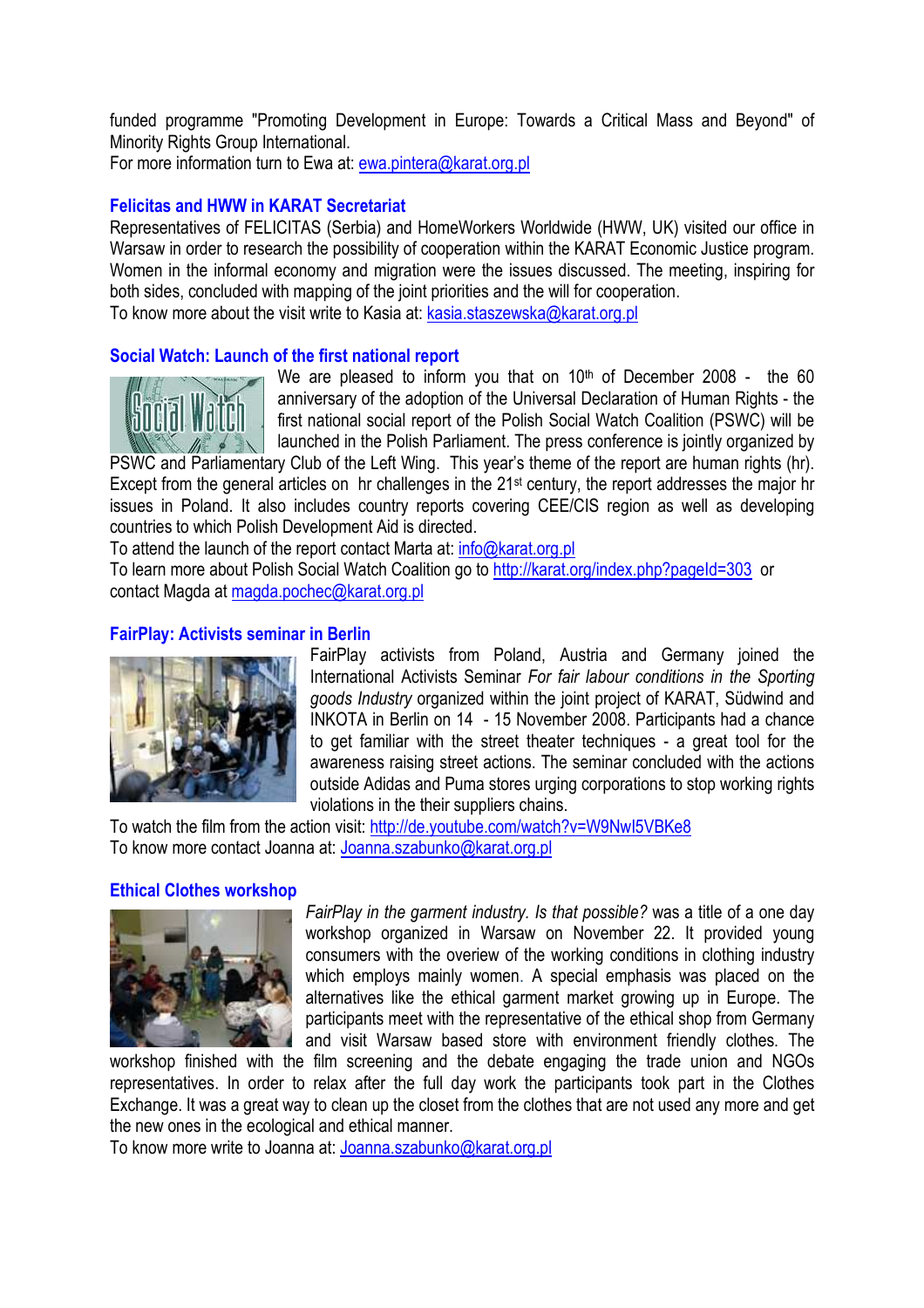funded programme "Promoting Development in Europe: Towards a Critical Mass and Beyond" of Minority Rights Group International.
For more information turn to Ewa at: ewa.pintera@karat.org.pl

### Felicitas and HWW in KARAT Secretariat

Representatives of FELICITAS (Serbia) and HomeWorkers Worldwide (HWW, UK) visited our office in Warsaw in order to research the possibility of cooperation within the KARAT Economic Justice program. Women in the informal economy and migration were the issues discussed. The meeting, inspiring for both sides, concluded with mapping of the joint priorities and the will for cooperation.
To know more about the visit write to Kasia at: kasia.staszewska@karat.org.pl

### Social Watch: Launch of the first national report

We are pleased to inform you that on 10th of December 2008 - the 60 anniversary of the adoption of the Universal Declaration of Human Rights - the first national social report of the Polish Social Watch Coalition (PSWC) will be launched in the Polish Parliament. The press conference is jointly organized by PSWC and Parliamentary Club of the Left Wing. This year's theme of the report are human rights (hr). Except from the general articles on hr challenges in the 21st century, the report addresses the major hr issues in Poland. It also includes country reports covering CEE/CIS region as well as developing countries to which Polish Development Aid is directed.
To attend the launch of the report contact Marta at: info@karat.org.pl
To learn more about Polish Social Watch Coalition go to http://karat.org/index.php?pageId=303 or contact Magda at magda.pochec@karat.org.pl

### FairPlay: Activists seminar in Berlin

FairPlay activists from Poland, Austria and Germany joined the International Activists Seminar *For fair labour conditions in the Sporting goods Industry* organized within the joint project of KARAT, Südwind and INKOTA in Berlin on 14 - 15 November 2008. Participants had a chance to get familiar with the street theater techniques - a great tool for the awareness raising street actions. The seminar concluded with the actions outside Adidas and Puma stores urging corporations to stop working rights violations in the their suppliers chains.
To watch the film from the action visit: http://de.youtube.com/watch?v=W9NwI5VBKe8
To know more contact Joanna at: Joanna.szabunko@karat.org.pl

### Ethical Clothes workshop

*FairPlay in the garment industry. Is that possible?* was a title of a one day workshop organized in Warsaw on November 22. It provided young consumers with the overview of the working conditions in clothing industry which employs mainly women. A special emphasis was placed on the alternatives like the ethical garment market growing up in Europe. The participants meet with the representative of the ethical shop from Germany and visit Warsaw based store with environment friendly clothes. The workshop finished with the film screening and the debate engaging the trade union and NGOs representatives. In order to relax after the full day work the participants took part in the Clothes Exchange. It was a great way to clean up the closet from the clothes that are not used any more and get the new ones in the ecological and ethical manner.
To know more write to Joanna at: Joanna.szabunko@karat.org.pl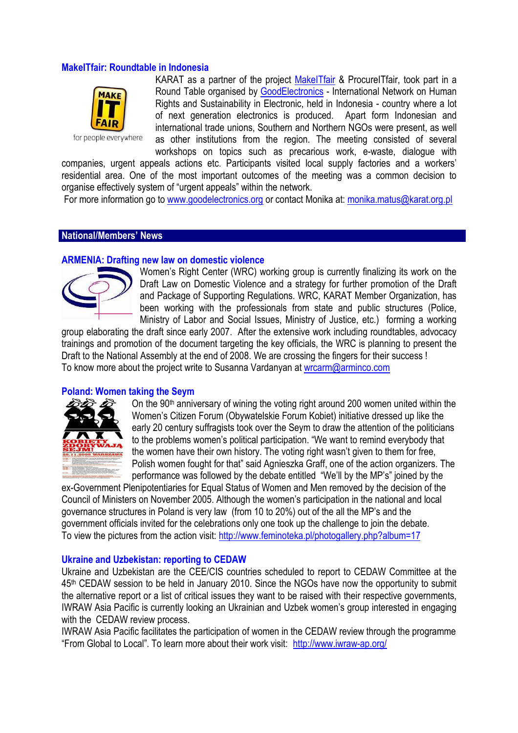### MakeITfair: Roundtable in Indonesia

KARAT as a partner of the project MakeITfair & ProcureITfair, took part in a Round Table organised by GoodElectronics - International Network on Human Rights and Sustainability in Electronic, held in Indonesia - country where a lot of next generation electronics is produced. Apart form Indonesian and international trade unions, Southern and Northern NGOs were present, as well as other institutions from the region. The meeting consisted of several workshops on topics such as precarious work, e-waste, dialogue with companies, urgent appeals actions etc. Participants visited local supply factories and a workers' residential area. One of the most important outcomes of the meeting was a common decision to organise effectively system of "urgent appeals" within the network.

For more information go to www.goodelectronics.org or contact Monika at: monika.matus@karat.org.pl

## National/Members' News

### ARMENIA: Drafting new law on domestic violence

Women's Right Center (WRC) working group is currently finalizing its work on the Draft Law on Domestic Violence and a strategy for further promotion of the Draft and Package of Supporting Regulations. WRC, KARAT Member Organization, has been working with the professionals from state and public structures (Police, Ministry of Labor and Social Issues, Ministry of Justice, etc.) forming a working group elaborating the draft since early 2007. After the extensive work including roundtables, advocacy trainings and promotion of the document targeting the key officials, the WRC is planning to present the Draft to the National Assembly at the end of 2008. We are crossing the fingers for their success !

To know more about the project write to Susanna Vardanyan at wrcarm@arminco.com

### Poland: Women taking the Seym

On the 90th anniversary of wining the voting right around 200 women united within the Women's Citizen Forum (Obywatelskie Forum Kobiet) initiative dressed up like the early 20 century suffragists took over the Seym to draw the attention of the politicians to the problems women's political participation. "We want to remind everybody that the women have their own history. The voting right wasn't given to them for free, Polish women fought for that" said Agnieszka Graff, one of the action organizers. The performance was followed by the debate entitled "We'll by the MP's" joined by the ex-Government Plenipotentiaries for Equal Status of Women and Men removed by the decision of the Council of Ministers on November 2005. Although the women's participation in the national and local governance structures in Poland is very law (from 10 to 20%) out of the all the MP's and the government officials invited for the celebrations only one took up the challenge to join the debate.

To view the pictures from the action visit: http://www.feminoteka.pl/photogallery.php?album=17

### Ukraine and Uzbekistan: reporting to CEDAW

Ukraine and Uzbekistan are the CEE/CIS countries scheduled to report to CEDAW Committee at the 45th CEDAW session to be held in January 2010. Since the NGOs have now the opportunity to submit the alternative report or a list of critical issues they want to be raised with their respective governments, IWRAW Asia Pacific is currently looking an Ukrainian and Uzbek women's group interested in engaging with the CEDAW review process.

IWRAW Asia Pacific facilitates the participation of women in the CEDAW review through the programme "From Global to Local". To learn more about their work visit: http://www.iwraw-ap.org/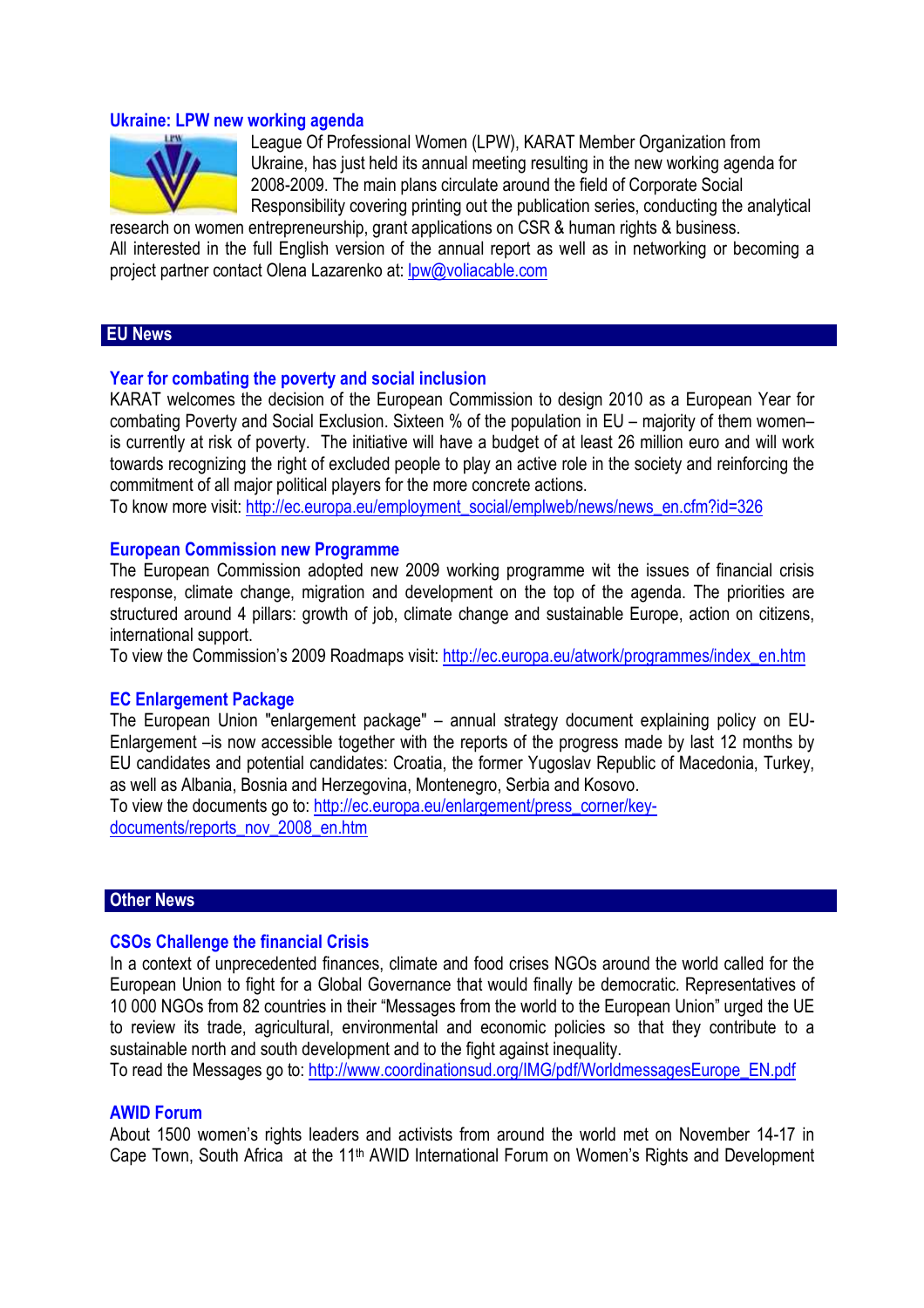### Ukraine: LPW new working agenda

League Of Professional Women (LPW), KARAT Member Organization from Ukraine, has just held its annual meeting resulting in the new working agenda for 2008-2009. The main plans circulate around the field of Corporate Social Responsibility covering printing out the publication series, conducting the analytical research on women entrepreneurship, grant applications on CSR & human rights & business.
All interested in the full English version of the annual report as well as in networking or becoming a project partner contact Olena Lazarenko at: lpw@voliacable.com

## EU News

### Year for combating the poverty and social inclusion

KARAT welcomes the decision of the European Commission to design 2010 as a European Year for combating Poverty and Social Exclusion. Sixteen % of the population in EU – majority of them women– is currently at risk of poverty. The initiative will have a budget of at least 26 million euro and will work towards recognizing the right of excluded people to play an active role in the society and reinforcing the commitment of all major political players for the more concrete actions.
To know more visit: http://ec.europa.eu/employment_social/emplweb/news/news_en.cfm?id=326

### European Commission new Programme

The European Commission adopted new 2009 working programme wit the issues of financial crisis response, climate change, migration and development on the top of the agenda. The priorities are structured around 4 pillars: growth of job, climate change and sustainable Europe, action on citizens, international support.
To view the Commission's 2009 Roadmaps visit: http://ec.europa.eu/atwork/programmes/index_en.htm

### EC Enlargement Package

The European Union "enlargement package" – annual strategy document explaining policy on EU-Enlargement –is now accessible together with the reports of the progress made by last 12 months by EU candidates and potential candidates: Croatia, the former Yugoslav Republic of Macedonia, Turkey, as well as Albania, Bosnia and Herzegovina, Montenegro, Serbia and Kosovo.
To view the documents go to: http://ec.europa.eu/enlargement/press_corner/key-documents/reports_nov_2008_en.htm

## Other News

### CSOs Challenge the financial Crisis

In a context of unprecedented finances, climate and food crises NGOs around the world called for the European Union to fight for a Global Governance that would finally be democratic. Representatives of 10 000 NGOs from 82 countries in their "Messages from the world to the European Union" urged the UE to review its trade, agricultural, environmental and economic policies so that they contribute to a sustainable north and south development and to the fight against inequality.
To read the Messages go to: http://www.coordinationsud.org/IMG/pdf/WorldmessagesEurope_EN.pdf

### AWID Forum

About 1500 women's rights leaders and activists from around the world met on November 14-17 in Cape Town, South Africa at the 11th AWID International Forum on Women's Rights and Development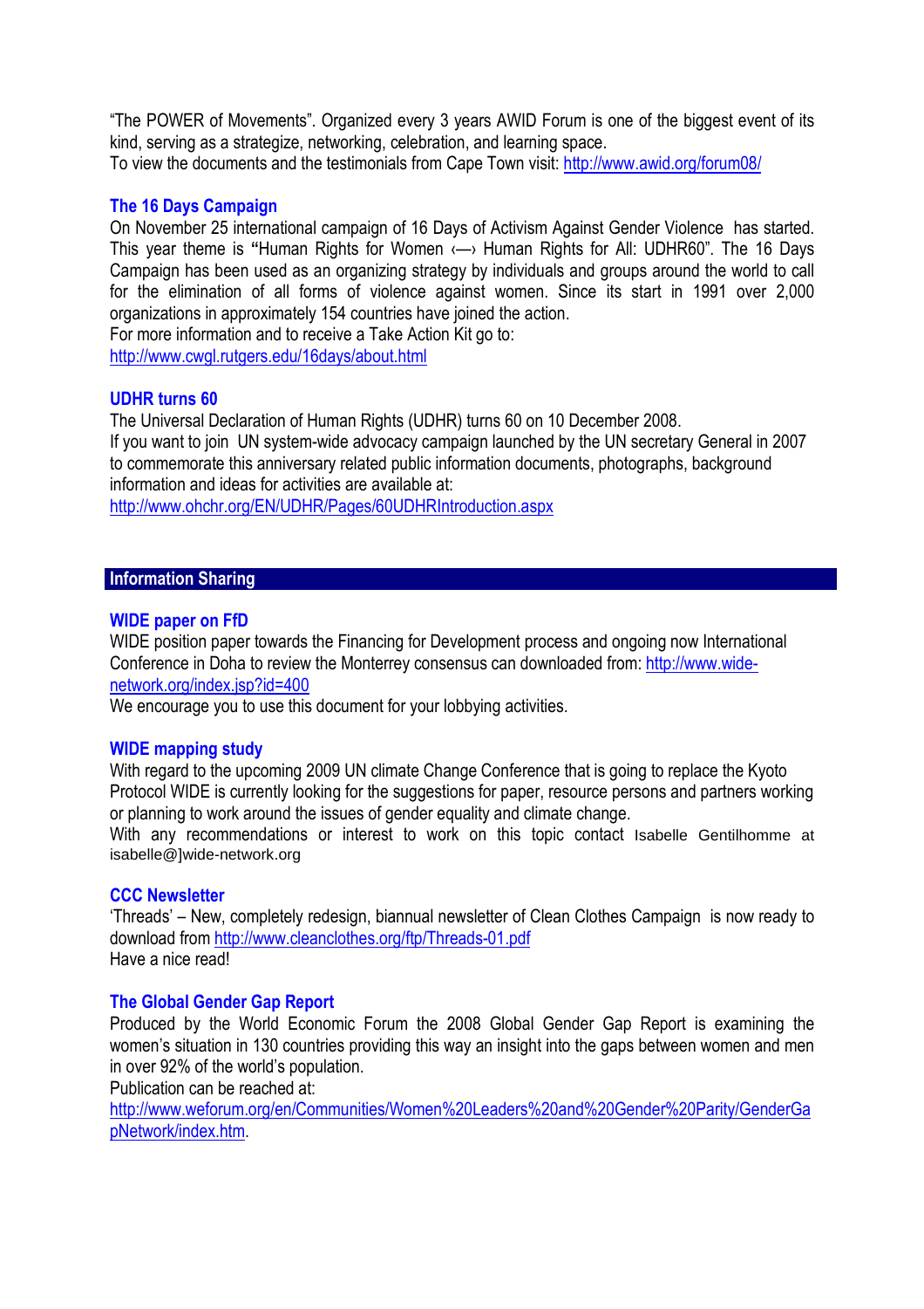"The POWER of Movements". Organized every 3 years AWID Forum is one of the biggest event of its kind, serving as a strategize, networking, celebration, and learning space.
To view the documents and the testimonials from Cape Town visit: http://www.awid.org/forum08/

### The 16 Days Campaign

On November 25 international campaign of 16 Days of Activism Against Gender Violence has started. This year theme is **"**Human Rights for Women ‹—› Human Rights for All: UDHR60". The 16 Days Campaign has been used as an organizing strategy by individuals and groups around the world to call for the elimination of all forms of violence against women. Since its start in 1991 over 2,000 organizations in approximately 154 countries have joined the action.
For more information and to receive a Take Action Kit go to:
http://www.cwgl.rutgers.edu/16days/about.html

### UDHR turns 60

The Universal Declaration of Human Rights (UDHR) turns 60 on 10 December 2008.
If you want to join UN system-wide advocacy campaign launched by the UN secretary General in 2007 to commemorate this anniversary related public information documents, photographs, background information and ideas for activities are available at:
http://www.ohchr.org/EN/UDHR/Pages/60UDHRIntroduction.aspx

## Information Sharing

### WIDE paper on FfD

WIDE position paper towards the Financing for Development process and ongoing now International Conference in Doha to review the Monterrey consensus can downloaded from: http://www.wide-network.org/index.jsp?id=400
We encourage you to use this document for your lobbying activities.

### WIDE mapping study

With regard to the upcoming 2009 UN climate Change Conference that is going to replace the Kyoto Protocol WIDE is currently looking for the suggestions for paper, resource persons and partners working or planning to work around the issues of gender equality and climate change.
With any recommendations or interest to work on this topic contact Isabelle Gentilhomme at isabelle@]wide-network.org

### CCC Newsletter

'Threads' – New, completely redesign, biannual newsletter of Clean Clothes Campaign is now ready to download from http://www.cleanclothes.org/ftp/Threads-01.pdf
Have a nice read!

### The Global Gender Gap Report

Produced by the World Economic Forum the 2008 Global Gender Gap Report is examining the women's situation in 130 countries providing this way an insight into the gaps between women and men in over 92% of the world's population.
Publication can be reached at:
http://www.weforum.org/en/Communities/Women%20Leaders%20and%20Gender%20Parity/GenderGapNetwork/index.htm.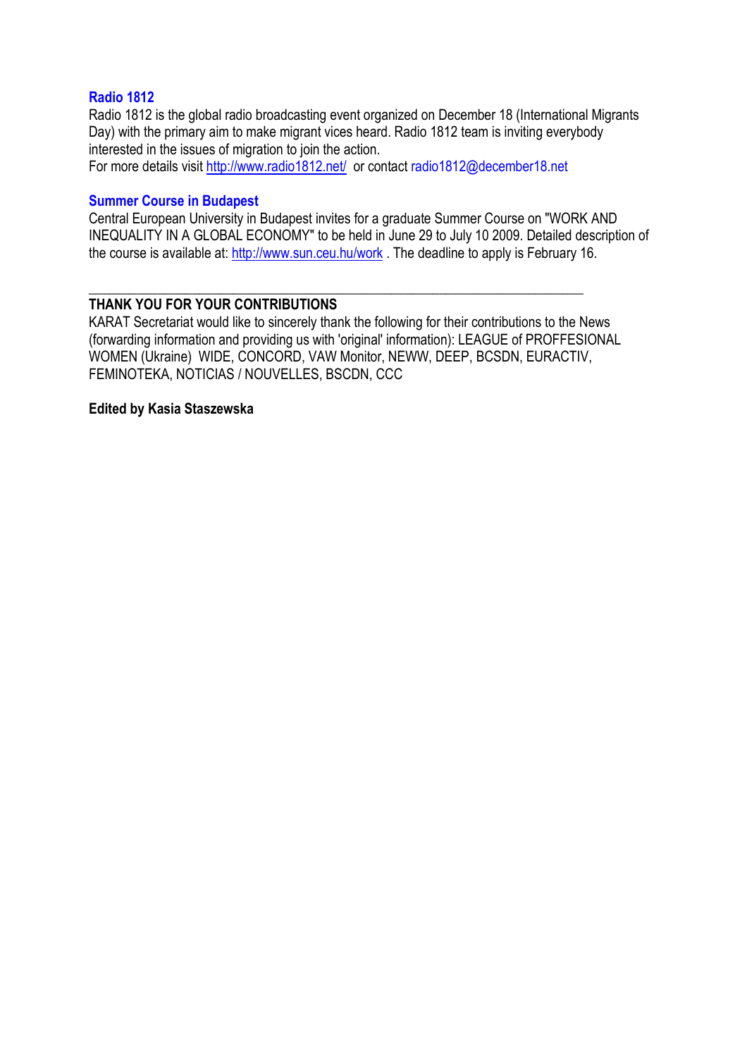### Radio 1812

Radio 1812 is the global radio broadcasting event organized on December 18 (International Migrants Day) with the primary aim to make migrant vices heard. Radio 1812 team is inviting everybody interested in the issues of migration to join the action.
For more details visit http://www.radio1812.net/ or contact radio1812@december18.net

### Summer Course in Budapest

Central European University in Budapest invites for a graduate Summer Course on "WORK AND INEQUALITY IN A GLOBAL ECONOMY" to be held in June 29 to July 10 2009. Detailed description of the course is available at: http://www.sun.ceu.hu/work . The deadline to apply is February 16.

---

**THANK YOU FOR YOUR CONTRIBUTIONS**

KARAT Secretariat would like to sincerely thank the following for their contributions to the News (forwarding information and providing us with 'original' information): LEAGUE of PROFFESIONAL WOMEN (Ukraine) WIDE, CONCORD, VAW Monitor, NEWW, DEEP, BCSDN, EURACTIV, FEMINOTEKA, NOTICIAS / NOUVELLES, BSCDN, CCC

**Edited by Kasia Staszewska**